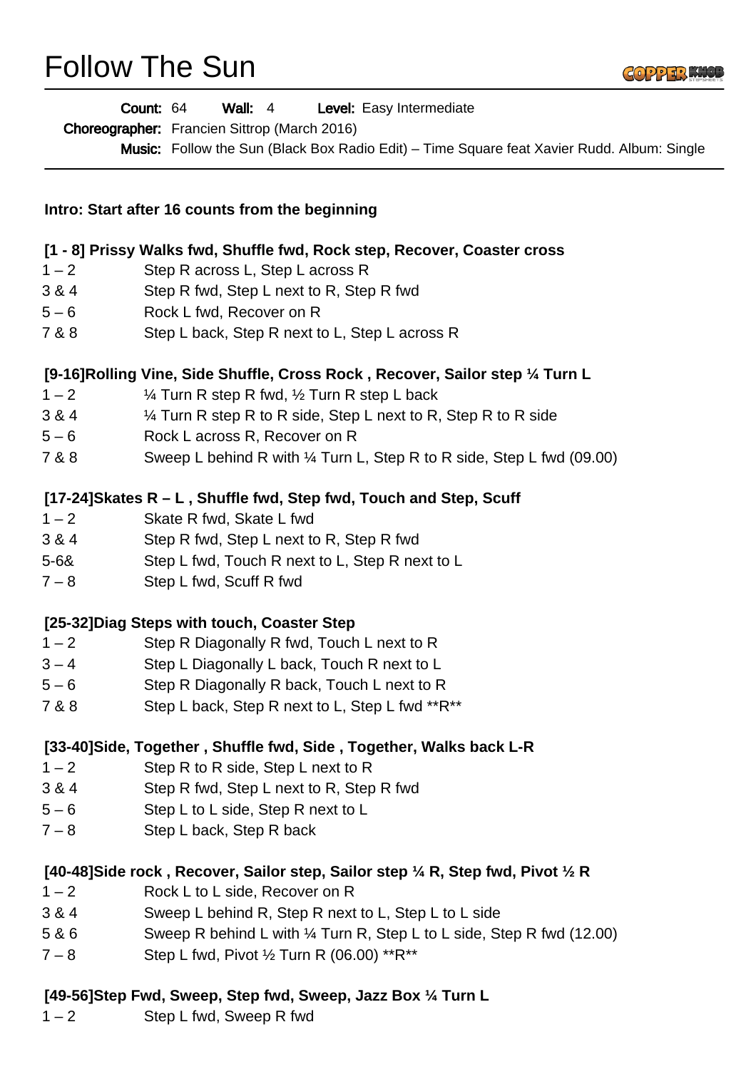# Follow The Sun

**Count:** 64 **Wall:** 4 **Level:** Easy Intermediate
**Choreographer:** Francien Sittrop (March 2016)
**Music:** Follow the Sun (Black Box Radio Edit) – Time Square feat Xavier Rudd. Album: Single

---

**Intro: Start after 16 counts from the beginning**

**[1 - 8] Prissy Walks fwd, Shuffle fwd, Rock step, Recover, Coaster cross**

| | |
|---|---|
| 1 – 2 | Step R across L, Step L across R |
| 3 & 4 | Step R fwd, Step L next to R, Step R fwd |
| 5 – 6 | Rock L fwd, Recover on R |
| 7 & 8 | Step L back, Step R next to L, Step L across R |

**[9-16]Rolling Vine, Side Shuffle, Cross Rock , Recover, Sailor step ¼ Turn L**

| | |
|---|---|
| 1 – 2 | ¼ Turn R step R fwd, ½ Turn R step L back |
| 3 & 4 | ¼ Turn R step R to R side, Step L next to R, Step R to R side |
| 5 – 6 | Rock L across R, Recover on R |
| 7 & 8 | Sweep L behind R with ¼ Turn L, Step R to R side, Step L fwd (09.00) |

**[17-24]Skates R – L , Shuffle fwd, Step fwd, Touch and Step, Scuff**

| | |
|---|---|
| 1 – 2 | Skate R fwd, Skate L fwd |
| 3 & 4 | Step R fwd, Step L next to R, Step R fwd |
| 5-6& | Step L fwd, Touch R next to L, Step R next to L |
| 7 – 8 | Step L fwd, Scuff R fwd |

**[25-32]Diag Steps with touch, Coaster Step**

| | |
|---|---|
| 1 – 2 | Step R Diagonally R fwd, Touch L next to R |
| 3 – 4 | Step L Diagonally L back, Touch R next to L |
| 5 – 6 | Step R Diagonally R back, Touch L next to R |
| 7 & 8 | Step L back, Step R next to L, Step L fwd **R** |

**[33-40]Side, Together , Shuffle fwd, Side , Together, Walks back L-R**

| | |
|---|---|
| 1 – 2 | Step R to R side, Step L next to R |
| 3 & 4 | Step R fwd, Step L next to R, Step R fwd |
| 5 – 6 | Step L to L side, Step R next to L |
| 7 – 8 | Step L back, Step R back |

**[40-48]Side rock , Recover, Sailor step, Sailor step ¼ R, Step fwd, Pivot ½ R**

| | |
|---|---|
| 1 – 2 | Rock L to L side, Recover on R |
| 3 & 4 | Sweep L behind R, Step R next to L, Step L to L side |
| 5 & 6 | Sweep R behind L with ¼ Turn R, Step L to L side, Step R fwd (12.00) |
| 7 – 8 | Step L fwd, Pivot ½ Turn R (06.00) **R** |

**[49-56]Step Fwd, Sweep, Step fwd, Sweep, Jazz Box ¼ Turn L**

| | |
|---|---|
| 1 – 2 | Step L fwd, Sweep R fwd |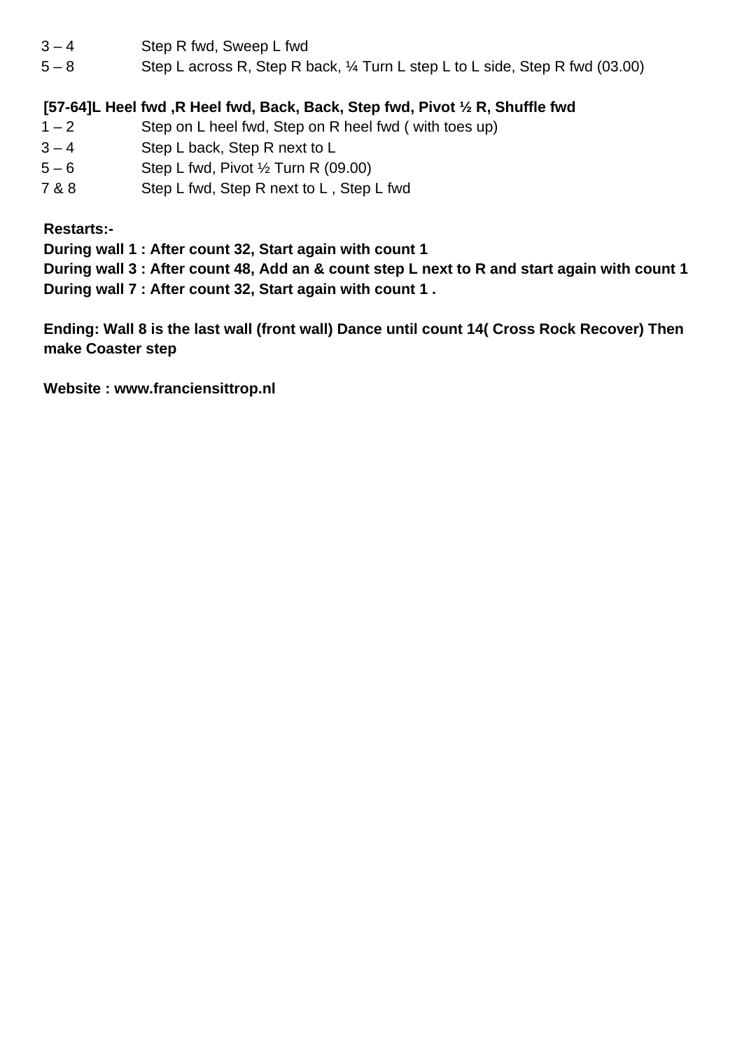3 – 4 Step R fwd, Sweep L fwd
5 – 8 Step L across R, Step R back, ¼ Turn L step L to L side, Step R fwd (03.00)

**[57-64]L Heel fwd ,R Heel fwd, Back, Back, Step fwd, Pivot ½ R, Shuffle fwd**

1 – 2 Step on L heel fwd, Step on R heel fwd ( with toes up)
3 – 4 Step L back, Step R next to L
5 – 6 Step L fwd, Pivot ½ Turn R (09.00)
7 & 8 Step L fwd, Step R next to L , Step L fwd

**Restarts:-**

**During wall 1 : After count 32, Start again with count 1**
**During wall 3 : After count 48, Add an & count step L next to R and start again with count 1**
**During wall 7 : After count 32, Start again with count 1 .**

**Ending: Wall 8 is the last wall (front wall) Dance until count 14( Cross Rock Recover) Then make Coaster step**

**Website : www.franciensittrop.nl**